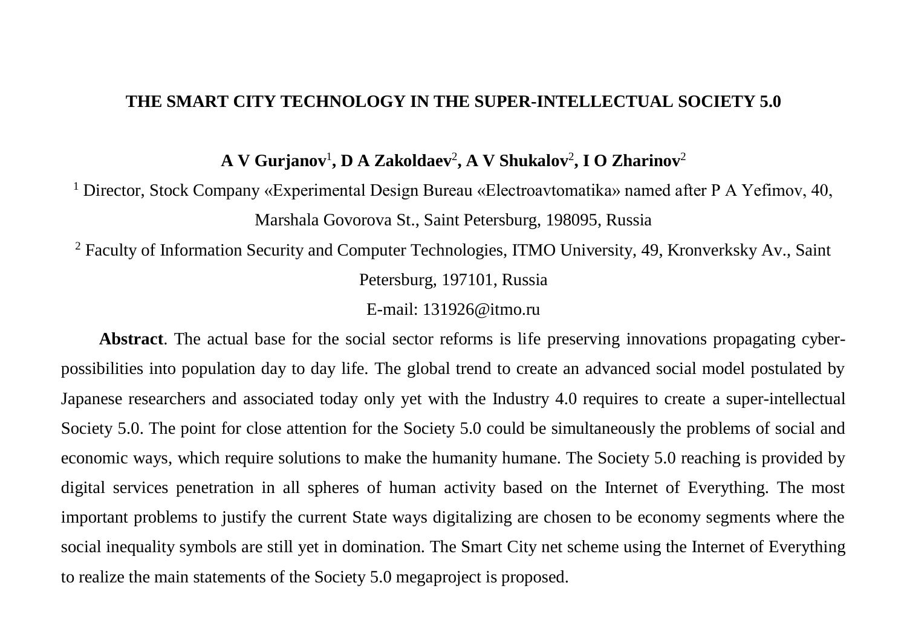# THE SMART CITY TECHNOLOGY IN THE SUPER-INTELLECTUAL SOCIETY 5.0

**A V Gurjanov**[1]**, D A Zakoldaev**[2]**, A V Shukalov**[2]**, I O Zharinov**[2]

[1] Director, Stock Company «Experimental Design Bureau «Electroavtomatika» named after P A Yefimov, 40, Marshala Govorova St., Saint Petersburg, 198095, Russia

[2] Faculty of Information Security and Computer Technologies, ITMO University, 49, Kronverksky Av., Saint Petersburg, 197101, Russia

E-mail: 131926@itmo.ru

**Abstract**. The actual base for the social sector reforms is life preserving innovations propagating cyber-possibilities into population day to day life. The global trend to create an advanced social model postulated by Japanese researchers and associated today only yet with the Industry 4.0 requires to create a super-intellectual Society 5.0. The point for close attention for the Society 5.0 could be simultaneously the problems of social and economic ways, which require solutions to make the humanity humane. The Society 5.0 reaching is provided by digital services penetration in all spheres of human activity based on the Internet of Everything. The most important problems to justify the current State ways digitalizing are chosen to be economy segments where the social inequality symbols are still yet in domination. The Smart City net scheme using the Internet of Everything to realize the main statements of the Society 5.0 megaproject is proposed.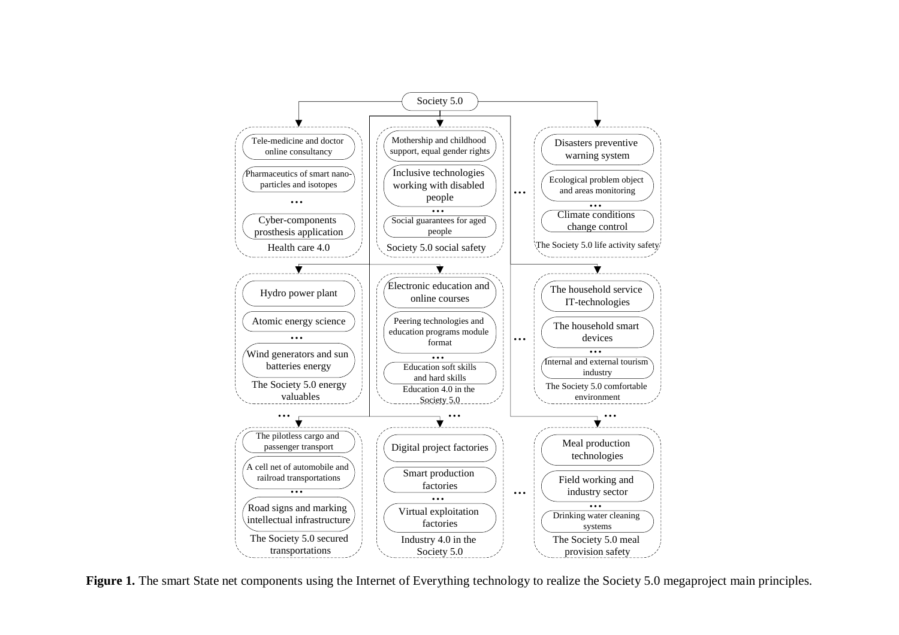Society 5.0

Tele-medicine and doctor online consultancy

Pharmaceutics of smart nano-particles and isotopes

…

Cyber-components prosthesis application

Health care 4.0

Mothership and childhood support, equal gender rights

Inclusive technologies working with disabled people

…

Social guarantees for aged people

Society 5.0 social safety

…

Disasters preventive warning system

Ecological problem object and areas monitoring

…

Climate conditions change control

The Society 5.0 life activity safety

Hydro power plant

Atomic energy science

…

Wind generators and sun batteries energy

The Society 5.0 energy valuables

Electronic education and online courses

Peering technologies and education programs module format

…

Education soft skills and hard skills

Education 4.0 in the Society 5.0

…

The household service IT-technologies

The household smart devices

…

Internal and external tourism industry

The Society 5.0 comfortable environment

… … …

The pilotless cargo and passenger transport

A cell net of automobile and railroad transportations

…

Road signs and marking intellectual infrastructure

The Society 5.0 secured transportations

Digital project factories

Smart production factories

…

Virtual exploitation factories

Industry 4.0 in the Society 5.0

…

Meal production technologies

Field working and industry sector

…

Drinking water cleaning systems

The Society 5.0 meal provision safety

**Figure 1.** The smart State net components using the Internet of Everything technology to realize the Society 5.0 megaproject main principles.